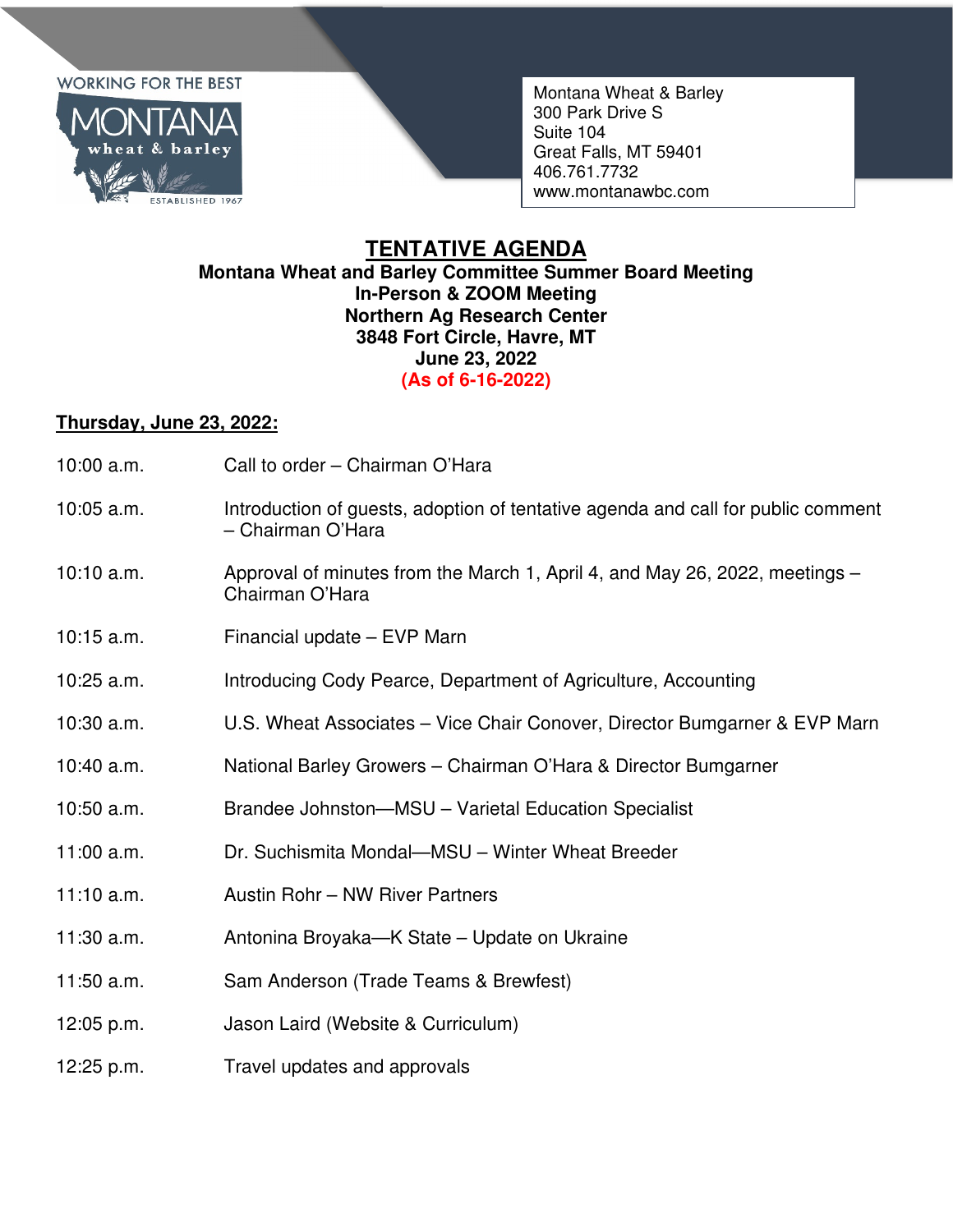WORKING FOR THE BEST

MONTANA wheat & barley

ESTABLISHED 1967

Montana Wheat & Barley
300 Park Drive S
Suite 104
Great Falls, MT 59401
406.761.7732
www.montanawbc.com

# TENTATIVE AGENDA

**Montana Wheat and Barley Committee Summer Board Meeting**
**In-Person & ZOOM Meeting**
**Northern Ag Research Center**
**3848 Fort Circle, Havre, MT**
**June 23, 2022**
**(As of 6-16-2022)**

**Thursday, June 23, 2022:**

| | |
|---|---|
| 10:00 a.m. | Call to order – Chairman O'Hara |
| 10:05 a.m. | Introduction of guests, adoption of tentative agenda and call for public comment – Chairman O'Hara |
| 10:10 a.m. | Approval of minutes from the March 1, April 4, and May 26, 2022, meetings – Chairman O'Hara |
| 10:15 a.m. | Financial update – EVP Marn |
| 10:25 a.m. | Introducing Cody Pearce, Department of Agriculture, Accounting |
| 10:30 a.m. | U.S. Wheat Associates – Vice Chair Conover, Director Bumgarner & EVP Marn |
| 10:40 a.m. | National Barley Growers – Chairman O'Hara & Director Bumgarner |
| 10:50 a.m. | Brandee Johnston—MSU – Varietal Education Specialist |
| 11:00 a.m. | Dr. Suchismita Mondal—MSU – Winter Wheat Breeder |
| 11:10 a.m. | Austin Rohr – NW River Partners |
| 11:30 a.m. | Antonina Broyaka—K State – Update on Ukraine |
| 11:50 a.m. | Sam Anderson (Trade Teams & Brewfest) |
| 12:05 p.m. | Jason Laird (Website & Curriculum) |
| 12:25 p.m. | Travel updates and approvals |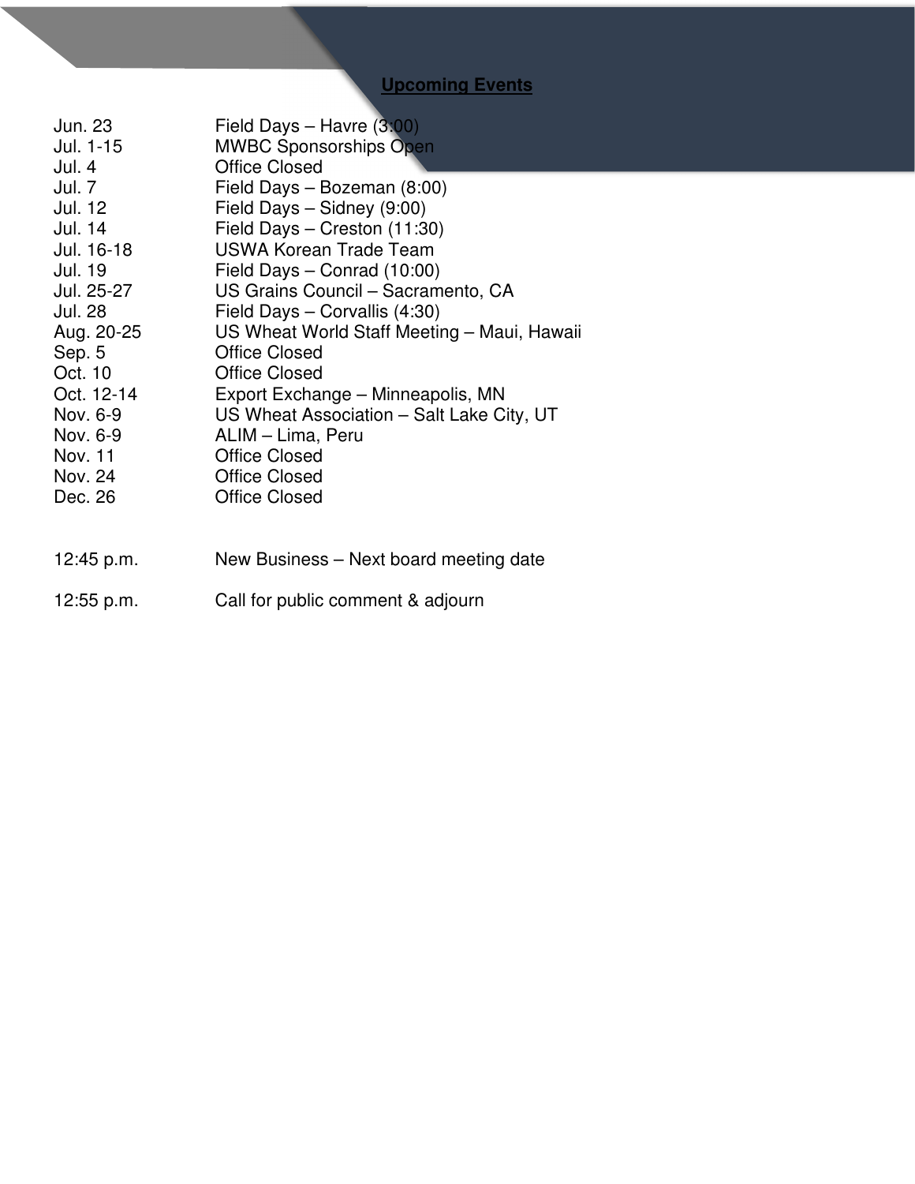## Upcoming Events

| | |
|---|---|
| Jun. 23 | Field Days – Havre (3:00) |
| Jul. 1-15 | MWBC Sponsorships Open |
| Jul. 4 | Office Closed |
| Jul. 7 | Field Days – Bozeman (8:00) |
| Jul. 12 | Field Days – Sidney (9:00) |
| Jul. 14 | Field Days – Creston (11:30) |
| Jul. 16-18 | USWA Korean Trade Team |
| Jul. 19 | Field Days – Conrad (10:00) |
| Jul. 25-27 | US Grains Council – Sacramento, CA |
| Jul. 28 | Field Days – Corvallis (4:30) |
| Aug. 20-25 | US Wheat World Staff Meeting – Maui, Hawaii |
| Sep. 5 | Office Closed |
| Oct. 10 | Office Closed |
| Oct. 12-14 | Export Exchange – Minneapolis, MN |
| Nov. 6-9 | US Wheat Association – Salt Lake City, UT |
| Nov. 6-9 | ALIM – Lima, Peru |
| Nov. 11 | Office Closed |
| Nov. 24 | Office Closed |
| Dec. 26 | Office Closed |

| | |
|---|---|
| 12:45 p.m. | New Business – Next board meeting date |
| 12:55 p.m. | Call for public comment & adjourn |